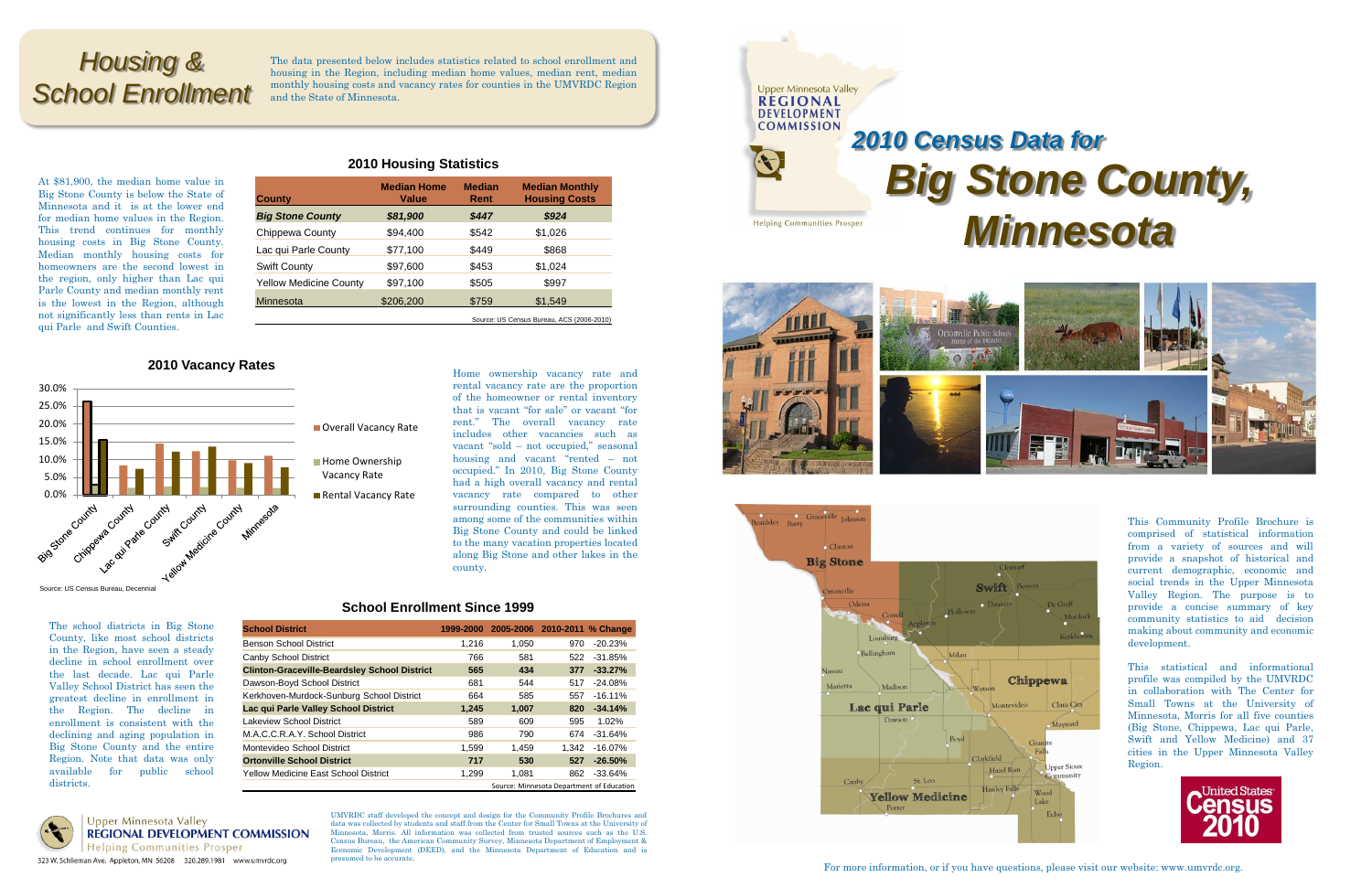# Housing & School Enrollment

The data presented below includes statistics related to school enrollment and housing in the Region, including median home values, median rent, median monthly housing costs and vacancy rates for counties in the UMVRDC Region and the State of Minnesota.

## 2010 Housing Statistics

| County | Median Home Value | Median Rent | Median Monthly Housing Costs |
|---|---|---|---|
| ***Big Stone County*** | ***$81,900*** | ***$447*** | ***$924*** |
| Chippewa County | $94,400 | $542 | $1,026 |
| Lac qui Parle County | $77,100 | $449 | $868 |
| Swift County | $97,600 | $453 | $1,024 |
| Yellow Medicine County | $97,100 | $505 | $997 |
| Minnesota | $206,200 | $759 | $1,549 |

Source: US Census Bureau, ACS (2006-2010)

At $81,900, the median home value in Big Stone County is below the State of Minnesota and it is at the lower end for median home values in the Region. This trend continues for monthly housing costs in Big Stone County. Median monthly housing costs for homeowners are the second lowest in the region, only higher than Lac qui Parle County and median monthly rent is the lowest in the Region, although not significantly less than rents in Lac qui Parle and Swift Counties.

## 2010 Vacancy Rates

Chart legend: Overall Vacancy Rate; Home Ownership Vacancy Rate; Rental Vacancy Rate. Counties: Big Stone County, Chippewa County, Lac qui Parle County, Swift County, Yellow Medicine County, Minnesota.

Source: US Census Bureau, Decennial

Home ownership vacancy rate and rental vacancy rate are the proportion of the homeowner or rental inventory that is vacant "for sale" or vacant "for rent." The overall vacancy rate includes other vacancies such as vacant "sold – not occupied," seasonal housing and vacant "rented – not occupied." In 2010, Big Stone County had a high overall vacancy and rental vacancy rate compared to other surrounding counties. This was seen among some of the communities within Big Stone County and could be linked to the many vacation properties located along Big Stone and other lakes in the county.

## School Enrollment Since 1999

| School District | 1999-2000 | 2005-2006 | 2010-2011 | % Change |
|---|---|---|---|---|
| Benson School District | 1,216 | 1,050 | 970 | -20.23% |
| Canby School District | 766 | 581 | 522 | -31.85% |
| **Clinton-Graceville-Beardsley School District** | **565** | **434** | **377** | **-33.27%** |
| Dawson-Boyd School District | 681 | 544 | 517 | -24.08% |
| Kerkhoven-Murdock-Sunburg School District | 664 | 585 | 557 | -16.11% |
| **Lac qui Parle Valley School District** | **1,245** | **1,007** | **820** | **-34.14%** |
| Lakeview School District | 589 | 609 | 595 | 1.02% |
| M.A.C.C.R.A.Y. School District | 986 | 790 | 674 | -31.64% |
| Montevideo School District | 1,599 | 1,459 | 1,342 | -16.07% |
| **Ortonville School District** | **717** | **530** | **527** | **-26.50%** |
| Yellow Medicine East School District | 1,299 | 1,081 | 862 | -33.64% |

Source: Minnesota Department of Education

The school districts in Big Stone County, like most school districts in the Region, have seen a steady decline in school enrollment over the last decade. Lac qui Parle Valley School District has seen the greatest decline in enrollment in the Region. The decline in enrollment is consistent with the declining and aging population in Big Stone County and the entire Region. Note that data was only available for public school districts.

Upper Minnesota Valley REGIONAL DEVELOPMENT COMMISSION
Helping Communities Prosper
323 W. Schlieman Ave. Appleton, MN 56208 320.289.1981 www.umvrdc.org

UMVRDC staff developed the concept and design for the Community Profile Brochures and data was collected by students and staff from the Center for Small Towns at the University of Minnesota, Morris. All information was collected from trusted sources such as the U.S. Census Bureau, the American Community Survey, Minnesota Department of Employment & Economic Development (DEED), and the Minnesota Department of Education and is presumed to be accurate.

Upper Minnesota Valley REGIONAL DEVELOPMENT COMMISSION
Helping Communities Prosper

# 2010 Census Data for Big Stone County, Minnesota

This Community Profile Brochure is comprised of statistical information from a variety of sources and will provide a snapshot of historical and current demographic, economic and social trends in the Upper Minnesota Valley Region. The purpose is to provide a concise summary of key community statistics to aid decision making about community and economic development.

This statistical and informational profile was compiled by the UMVRDC in collaboration with The Center for Small Towns at the University of Minnesota, Morris for all five counties (Big Stone, Chippewa, Lac qui Parle, Swift and Yellow Medicine) and 37 cities in the Upper Minnesota Valley Region.

United States Census 2010

For more information, or if you have questions, please visit our website: www.umvrdc.org.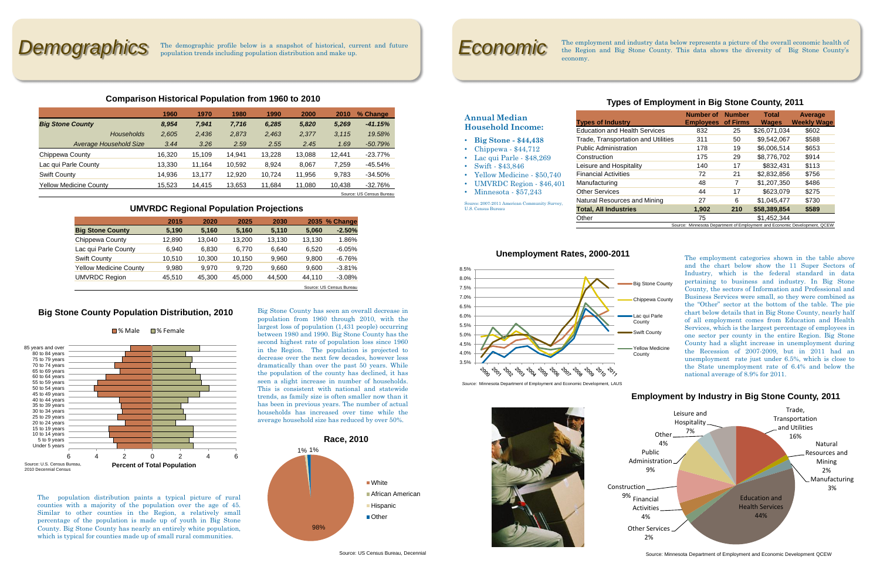# Demographics

The demographic profile below is a snapshot of historical, current and future population trends including population distribution and make up.

## Comparison Historical Population from 1960 to 2010

| | 1960 | 1970 | 1980 | 1990 | 2000 | 2010 | % Change |
|---|---|---|---|---|---|---|---|
| ***Big Stone County*** | ***8,954*** | ***7,941*** | ***7,716*** | ***6,285*** | ***5,820*** | ***5,269*** | ***-41.15%*** |
| *Households* | *2,605* | *2,436* | *2,873* | *2,463* | *2,377* | *3,115* | *19.58%* |
| *Average Household Size* | *3.44* | *3.26* | *2.59* | *2.55* | *2.45* | *1.69* | *-50.79%* |
| Chippewa County | 16,320 | 15,109 | 14,941 | 13,228 | 13,088 | 12,441 | -23.77% |
| Lac qui Parle County | 13,330 | 11,164 | 10,592 | 8,924 | 8,067 | 7,259 | -45.54% |
| Swift County | 14,936 | 13,177 | 12,920 | 10,724 | 11,956 | 9,783 | -34.50% |
| Yellow Medicine County | 15,523 | 14,415 | 13,653 | 11,684 | 11,080 | 10,438 | -32.76% |

Source: US Census Bureau

## UMVRDC Regional Population Projections

| | 2015 | 2020 | 2025 | 2030 | 2035 | % Change |
|---|---|---|---|---|---|---|
| **Big Stone County** | **5,190** | **5,160** | **5,160** | **5,110** | **5,060** | **-2.50%** |
| Chippewa County | 12,890 | 13,040 | 13,200 | 13,130 | 13,130 | 1.86% |
| Lac qui Parle County | 6,940 | 6,830 | 6,770 | 6,640 | 6,520 | -6.05% |
| Swift County | 10,510 | 10,300 | 10,150 | 9,960 | 9,800 | -6.76% |
| Yellow Medicine County | 9,980 | 9,970 | 9,720 | 9,660 | 9,600 | -3.81% |
| UMVRDC Region | 45,510 | 45,300 | 45,000 | 44,500 | 44,110 | -3.08% |

Source: US Census Bureau

## Big Stone County Population Distribution, 2010

% Male
% Female

85 years and over
80 to 84 years
75 to 79 years
70 to 74 years
65 to 69 years
60 to 64 years
55 to 59 years
50 to 54 years
45 to 49 years
40 to 44 years
35 to 39 years
30 to 34 years
25 to 29 years
20 to 24 years
15 to 19 years
10 to 14 years
5 to 9 years
Under 5 years

6 4 2 0 2 4 6

Percent of Total Population

Source: U.S. Census Bureau, 2010 Decennial Census

The population distribution paints a typical picture of rural counties with a majority of the population over the age of 45. Similar to other counties in the Region, a relatively small percentage of the population is made up of youth in Big Stone County. Big Stone County has nearly an entirely white population, which is typical for counties made up of small rural communities.

Big Stone County has seen an overall decrease in population from 1960 through 2010, with the largest loss of population (1,431 people) occurring between 1980 and 1990. Big Stone County has the second highest rate of population loss since 1960 in the Region. The population is projected to decrease over the next few decades, however less dramatically than over the past 50 years. While the population of the county has declined, it has seen a slight increase in number of households. This is consistent with national and statewide trends, as family size is often smaller now than it has been in previous years. The number of actual households has increased over time while the average household size has reduced by over 50%.

## Race, 2010

White
African American
Hispanic
Other

98%
1% 1%

Source: US Census Bureau, Decennial

# Economic

The employment and industry data below represents a picture of the overall economic health of the Region and Big Stone County. This data shows the diversity of Big Stone County's economy.

### Annual Median Household Income:

- **Big Stone - $44,438**
- Chippewa - $44,712
- Lac qui Parle - $48,269
- Swift - $43,846
- Yellow Medicine - $50,740
- UMVRDC Region - $46,401
- Minnesota - $57,243

Source: 2007-2011 American Community Survey, U.S. Census Bureau

## Types of Employment in Big Stone County, 2011

| Types of Industry | Number of Employees | Number of Firms | Total Wages | Average Weekly Wage |
|---|---|---|---|---|
| Education and Health Services | 832 | 25 | $26,071,034 | $602 |
| Trade, Transportation and Utilities | 311 | 50 | $9,542,067 | $588 |
| Public Administration | 178 | 19 | $6,006,514 | $653 |
| Construction | 175 | 29 | $8,776,702 | $914 |
| Leisure and Hospitality | 140 | 17 | $832,431 | $113 |
| Financial Activities | 72 | 21 | $2,832,856 | $756 |
| Manufacturing | 48 | 7 | $1,207,350 | $486 |
| Other Services | 44 | 17 | $623,079 | $275 |
| Natural Resources and Mining | 27 | 6 | $1,045,477 | $730 |
| **Total, All Industries** | **1,902** | **210** | **$58,389,854** | **$589** |
| Other | 75 | | $1,452,344 | |

Source: Minnesota Department of Employment and Economic Development, QCEW

## Unemployment Rates, 2000-2011

8.5%
8.0%
7.5%
7.0%
6.5%
6.0%
5.5%
5.0%
4.5%
4.0%
3.5%

2000 2001 2002 2003 2004 2005 2006 2007 2008 2009 2010 2011

Big Stone County
Chippewa County
Lac qui Parle County
Swift County
Yellow Medicine County

*Source:* Minnesota Department of Employment and Economic Development, LAUS

The employment categories shown in the table above and the chart below show the 11 Super Sectors of Industry, which is the federal standard in data pertaining to business and industry. In Big Stone County, the sectors of Information and Professional and Business Services were small, so they were combined as the "Other" sector at the bottom of the table. The pie chart below details that in Big Stone County, nearly half of all employment comes from Education and Health Services, which is the largest percentage of employees in one sector per county in the entire Region. Big Stone County had a slight increase in unemployment during the Recession of 2007-2009, but in 2011 had an unemployment rate just under 6.5%, which is close to the State unemployment rate of 6.4% and below the national average of 8.9% for 2011.

## Employment by Industry in Big Stone County, 2011

Leisure and Hospitality 7%
Other 4%
Public Administration 9%
Construction 9%
Financial Activities 4%
Other Services 2%
Trade, Transportation and Utilities 16%
Natural Resources and Mining 2%
Manufacturing 3%
Education and Health Services 44%

Source: Minnesota Department of Employment and Economic Development QCEW